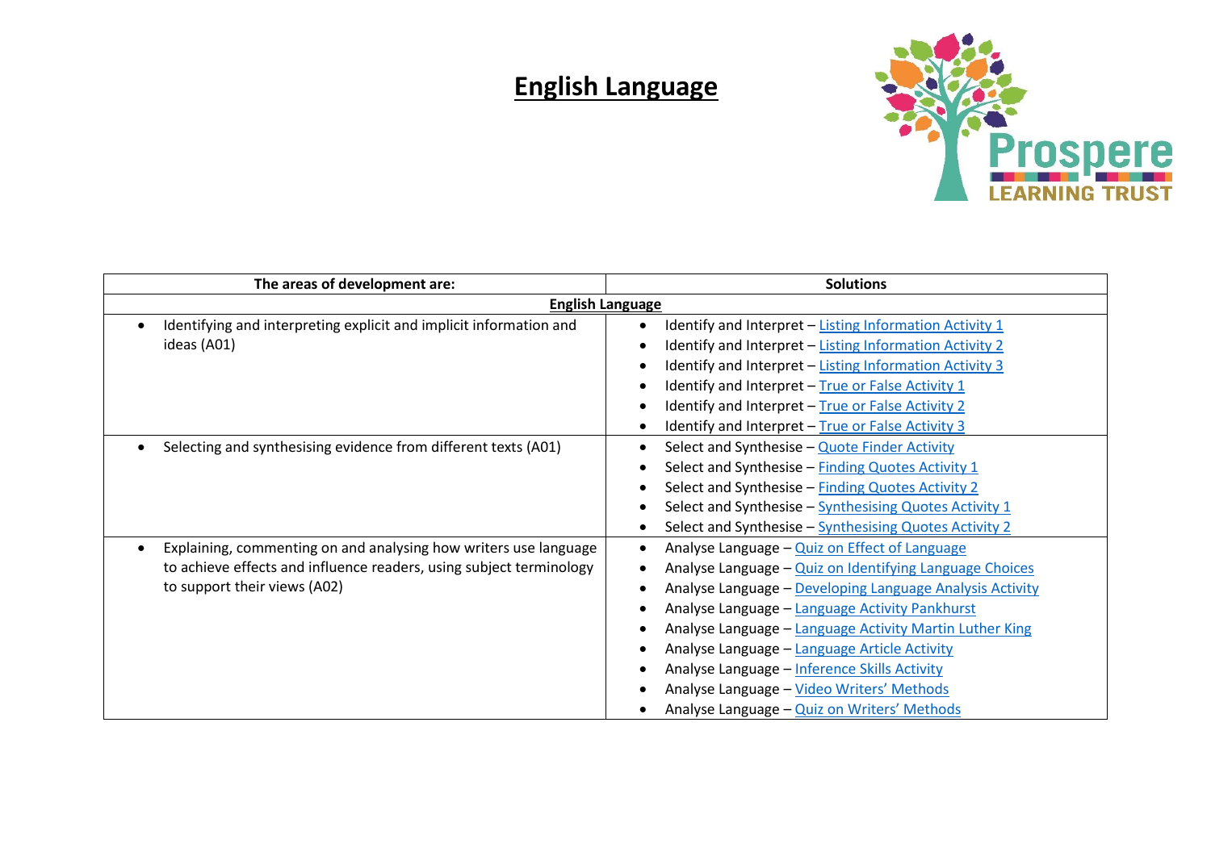# English Language

Prospere LEARNING TRUST

| The areas of development are: | Solutions |
| --- | --- |
| **English Language** | |
| • Identifying and interpreting explicit and implicit information and ideas (A01) | • Identify and Interpret – Listing Information Activity 1<br>• Identify and Interpret – Listing Information Activity 2<br>• Identify and Interpret – Listing Information Activity 3<br>• Identify and Interpret – True or False Activity 1<br>• Identify and Interpret – True or False Activity 2<br>• Identify and Interpret – True or False Activity 3 |
| • Selecting and synthesising evidence from different texts (A01) | • Select and Synthesise – Quote Finder Activity<br>• Select and Synthesise – Finding Quotes Activity 1<br>• Select and Synthesise – Finding Quotes Activity 2<br>• Select and Synthesise – Synthesising Quotes Activity 1<br>• Select and Synthesise – Synthesising Quotes Activity 2 |
| • Explaining, commenting on and analysing how writers use language to achieve effects and influence readers, using subject terminology to support their views (A02) | • Analyse Language – Quiz on Effect of Language<br>• Analyse Language – Quiz on Identifying Language Choices<br>• Analyse Language – Developing Language Analysis Activity<br>• Analyse Language – Language Activity Pankhurst<br>• Analyse Language – Language Activity Martin Luther King<br>• Analyse Language – Language Article Activity<br>• Analyse Language – Inference Skills Activity<br>• Analyse Language – Video Writers' Methods<br>• Analyse Language – Quiz on Writers' Methods |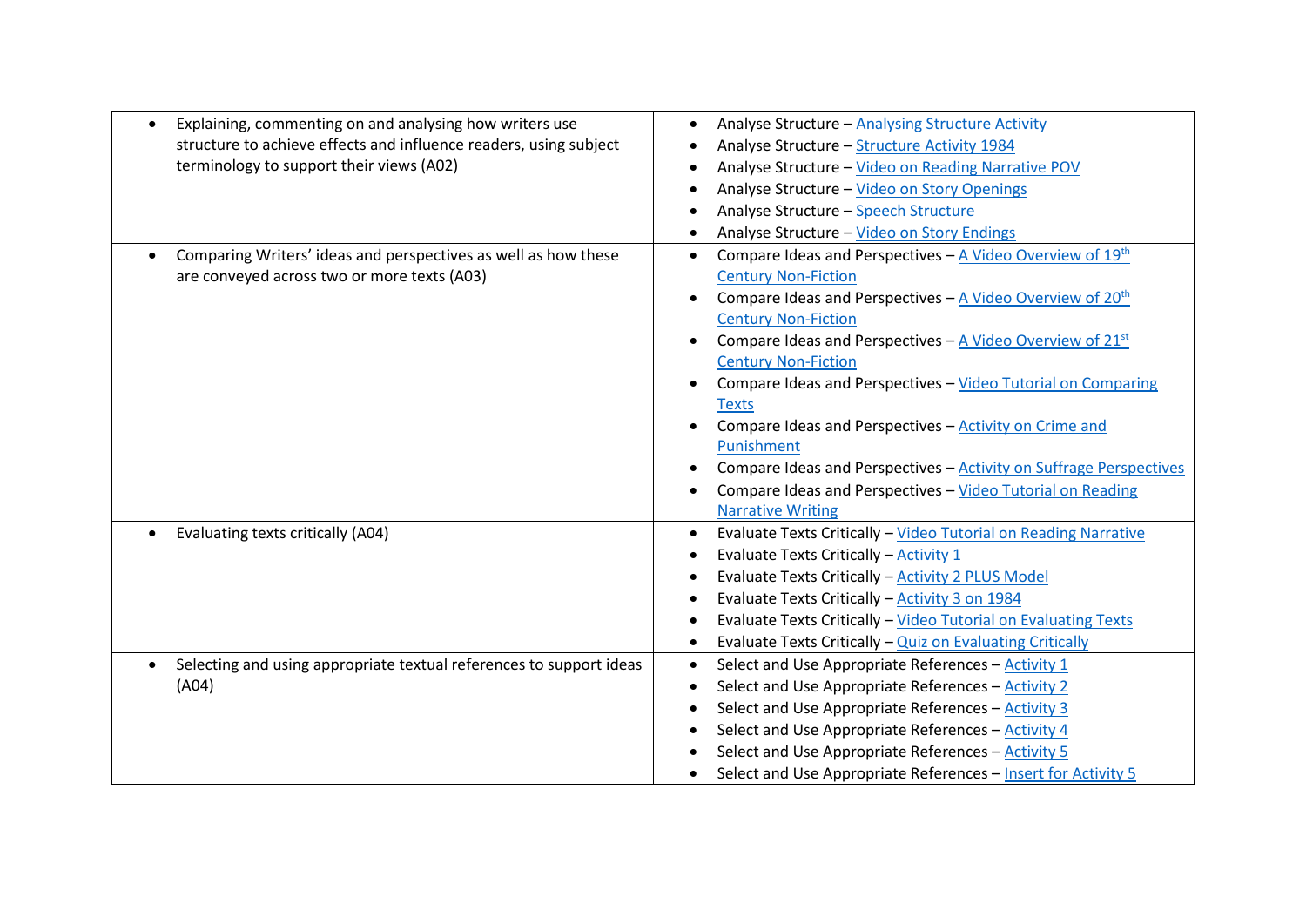| | |
|---|---|
| • Explaining, commenting on and analysing how writers use structure to achieve effects and influence readers, using subject terminology to support their views (A02) | • Analyse Structure – Analysing Structure Activity<br>• Analyse Structure – Structure Activity 1984<br>• Analyse Structure – Video on Reading Narrative POV<br>• Analyse Structure – Video on Story Openings<br>• Analyse Structure – Speech Structure<br>• Analyse Structure – Video on Story Endings |
| • Comparing Writers' ideas and perspectives as well as how these are conveyed across two or more texts (A03) | • Compare Ideas and Perspectives – A Video Overview of 19th Century Non-Fiction<br>• Compare Ideas and Perspectives – A Video Overview of 20th Century Non-Fiction<br>• Compare Ideas and Perspectives – A Video Overview of 21st Century Non-Fiction<br>• Compare Ideas and Perspectives – Video Tutorial on Comparing Texts<br>• Compare Ideas and Perspectives – Activity on Crime and Punishment<br>• Compare Ideas and Perspectives – Activity on Suffrage Perspectives<br>• Compare Ideas and Perspectives – Video Tutorial on Reading Narrative Writing |
| • Evaluating texts critically (A04) | • Evaluate Texts Critically – Video Tutorial on Reading Narrative<br>• Evaluate Texts Critically – Activity 1<br>• Evaluate Texts Critically – Activity 2 PLUS Model<br>• Evaluate Texts Critically – Activity 3 on 1984<br>• Evaluate Texts Critically – Video Tutorial on Evaluating Texts<br>• Evaluate Texts Critically – Quiz on Evaluating Critically |
| • Selecting and using appropriate textual references to support ideas (A04) | • Select and Use Appropriate References – Activity 1<br>• Select and Use Appropriate References – Activity 2<br>• Select and Use Appropriate References – Activity 3<br>• Select and Use Appropriate References – Activity 4<br>• Select and Use Appropriate References – Activity 5<br>• Select and Use Appropriate References – Insert for Activity 5 |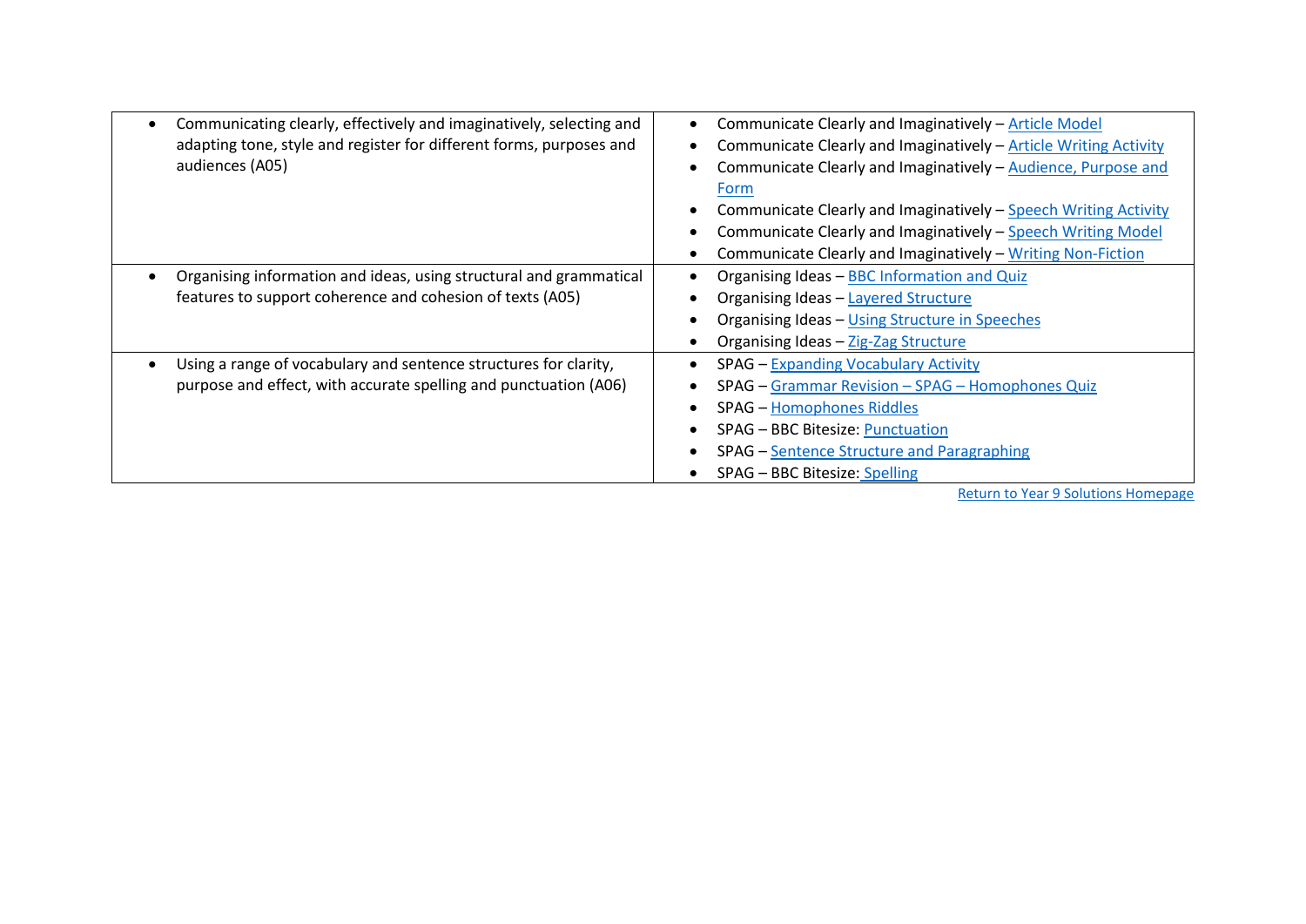| | |
|---|---|
| • Communicating clearly, effectively and imaginatively, selecting and adapting tone, style and register for different forms, purposes and audiences (A05) | • Communicate Clearly and Imaginatively – Article Model<br>• Communicate Clearly and Imaginatively – Article Writing Activity<br>• Communicate Clearly and Imaginatively – Audience, Purpose and Form<br>• Communicate Clearly and Imaginatively – Speech Writing Activity<br>• Communicate Clearly and Imaginatively – Speech Writing Model<br>• Communicate Clearly and Imaginatively – Writing Non-Fiction |
| • Organising information and ideas, using structural and grammatical features to support coherence and cohesion of texts (A05) | • Organising Ideas – BBC Information and Quiz<br>• Organising Ideas – Layered Structure<br>• Organising Ideas – Using Structure in Speeches<br>• Organising Ideas – Zig-Zag Structure |
| • Using a range of vocabulary and sentence structures for clarity, purpose and effect, with accurate spelling and punctuation (A06) | • SPAG – Expanding Vocabulary Activity<br>• SPAG – Grammar Revision – SPAG – Homophones Quiz<br>• SPAG – Homophones Riddles<br>• SPAG – BBC Bitesize: Punctuation<br>• SPAG – Sentence Structure and Paragraphing<br>• SPAG – BBC Bitesize: Spelling |

Return to Year 9 Solutions Homepage